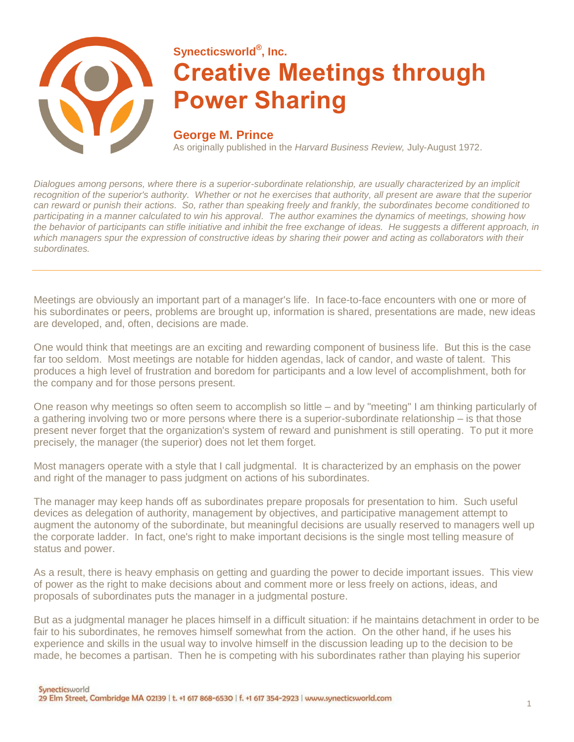**Synecticsworld®, Inc.**

# Creative Meetings through Power Sharing

**George M. Prince**

As originally published in the *Harvard Business Review,* July-August 1972.

*Dialogues among persons, where there is a superior-subordinate relationship, are usually characterized by an implicit recognition of the superior's authority. Whether or not he exercises that authority, all present are aware that the superior can reward or punish their actions. So, rather than speaking freely and frankly, the subordinates become conditioned to participating in a manner calculated to win his approval. The author examines the dynamics of meetings, showing how the behavior of participants can stifle initiative and inhibit the free exchange of ideas. He suggests a different approach, in which managers spur the expression of constructive ideas by sharing their power and acting as collaborators with their subordinates.*

---

Meetings are obviously an important part of a manager's life. In face-to-face encounters with one or more of his subordinates or peers, problems are brought up, information is shared, presentations are made, new ideas are developed, and, often, decisions are made.

One would think that meetings are an exciting and rewarding component of business life. But this is the case far too seldom. Most meetings are notable for hidden agendas, lack of candor, and waste of talent. This produces a high level of frustration and boredom for participants and a low level of accomplishment, both for the company and for those persons present.

One reason why meetings so often seem to accomplish so little – and by "meeting" I am thinking particularly of a gathering involving two or more persons where there is a superior-subordinate relationship – is that those present never forget that the organization's system of reward and punishment is still operating. To put it more precisely, the manager (the superior) does not let them forget.

Most managers operate with a style that I call judgmental. It is characterized by an emphasis on the power and right of the manager to pass judgment on actions of his subordinates.

The manager may keep hands off as subordinates prepare proposals for presentation to him. Such useful devices as delegation of authority, management by objectives, and participative management attempt to augment the autonomy of the subordinate, but meaningful decisions are usually reserved to managers well up the corporate ladder. In fact, one's right to make important decisions is the single most telling measure of status and power.

As a result, there is heavy emphasis on getting and guarding the power to decide important issues. This view of power as the right to make decisions about and comment more or less freely on actions, ideas, and proposals of subordinates puts the manager in a judgmental posture.

But as a judgmental manager he places himself in a difficult situation: if he maintains detachment in order to be fair to his subordinates, he removes himself somewhat from the action. On the other hand, if he uses his experience and skills in the usual way to involve himself in the discussion leading up to the decision to be made, he becomes a partisan. Then he is competing with his subordinates rather than playing his superior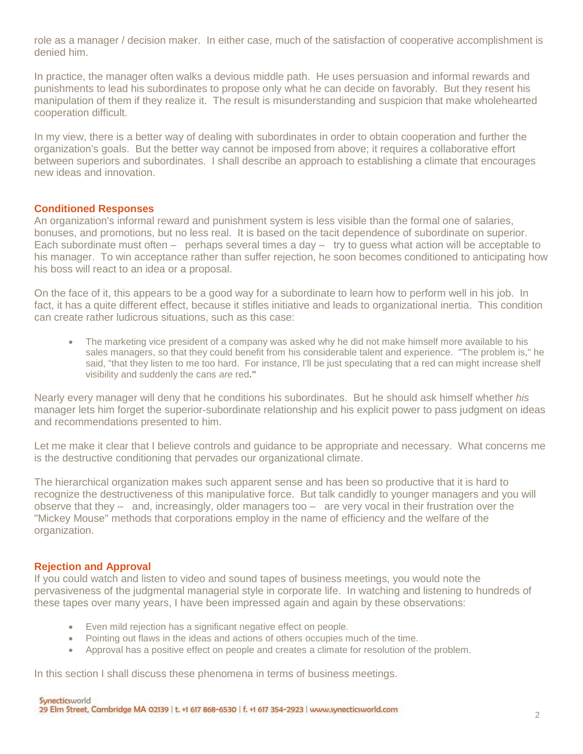role as a manager / decision maker. In either case, much of the satisfaction of cooperative accomplishment is denied him.

In practice, the manager often walks a devious middle path. He uses persuasion and informal rewards and punishments to lead his subordinates to propose only what he can decide on favorably. But they resent his manipulation of them if they realize it. The result is misunderstanding and suspicion that make wholehearted cooperation difficult.

In my view, there is a better way of dealing with subordinates in order to obtain cooperation and further the organization's goals. But the better way cannot be imposed from above; it requires a collaborative effort between superiors and subordinates. I shall describe an approach to establishing a climate that encourages new ideas and innovation.

## Conditioned Responses

An organization's informal reward and punishment system is less visible than the formal one of salaries, bonuses, and promotions, but no less real. It is based on the tacit dependence of subordinate on superior. Each subordinate must often – perhaps several times a day – try to guess what action will be acceptable to his manager. To win acceptance rather than suffer rejection, he soon becomes conditioned to anticipating how his boss will react to an idea or a proposal.

On the face of it, this appears to be a good way for a subordinate to learn how to perform well in his job. In fact, it has a quite different effect, because it stifles initiative and leads to organizational inertia. This condition can create rather ludicrous situations, such as this case:

- The marketing vice president of a company was asked why he did not make himself more available to his sales managers, so that they could benefit from his considerable talent and experience. "The problem is," he said, "that they listen to me too hard. For instance, I'll be just speculating that a red can might increase shelf visibility and suddenly the cans *are* red."

Nearly every manager will deny that he conditions his subordinates. But he should ask himself whether *his* manager lets him forget the superior-subordinate relationship and his explicit power to pass judgment on ideas and recommendations presented to him.

Let me make it clear that I believe controls and guidance to be appropriate and necessary. What concerns me is the destructive conditioning that pervades our organizational climate.

The hierarchical organization makes such apparent sense and has been so productive that it is hard to recognize the destructiveness of this manipulative force. But talk candidly to younger managers and you will observe that they – and, increasingly, older managers too – are very vocal in their frustration over the "Mickey Mouse" methods that corporations employ in the name of efficiency and the welfare of the organization.

## Rejection and Approval

If you could watch and listen to video and sound tapes of business meetings, you would note the pervasiveness of the judgmental managerial style in corporate life. In watching and listening to hundreds of these tapes over many years, I have been impressed again and again by these observations:

- Even mild rejection has a significant negative effect on people.
- Pointing out flaws in the ideas and actions of others occupies much of the time.
- Approval has a positive effect on people and creates a climate for resolution of the problem.

In this section I shall discuss these phenomena in terms of business meetings.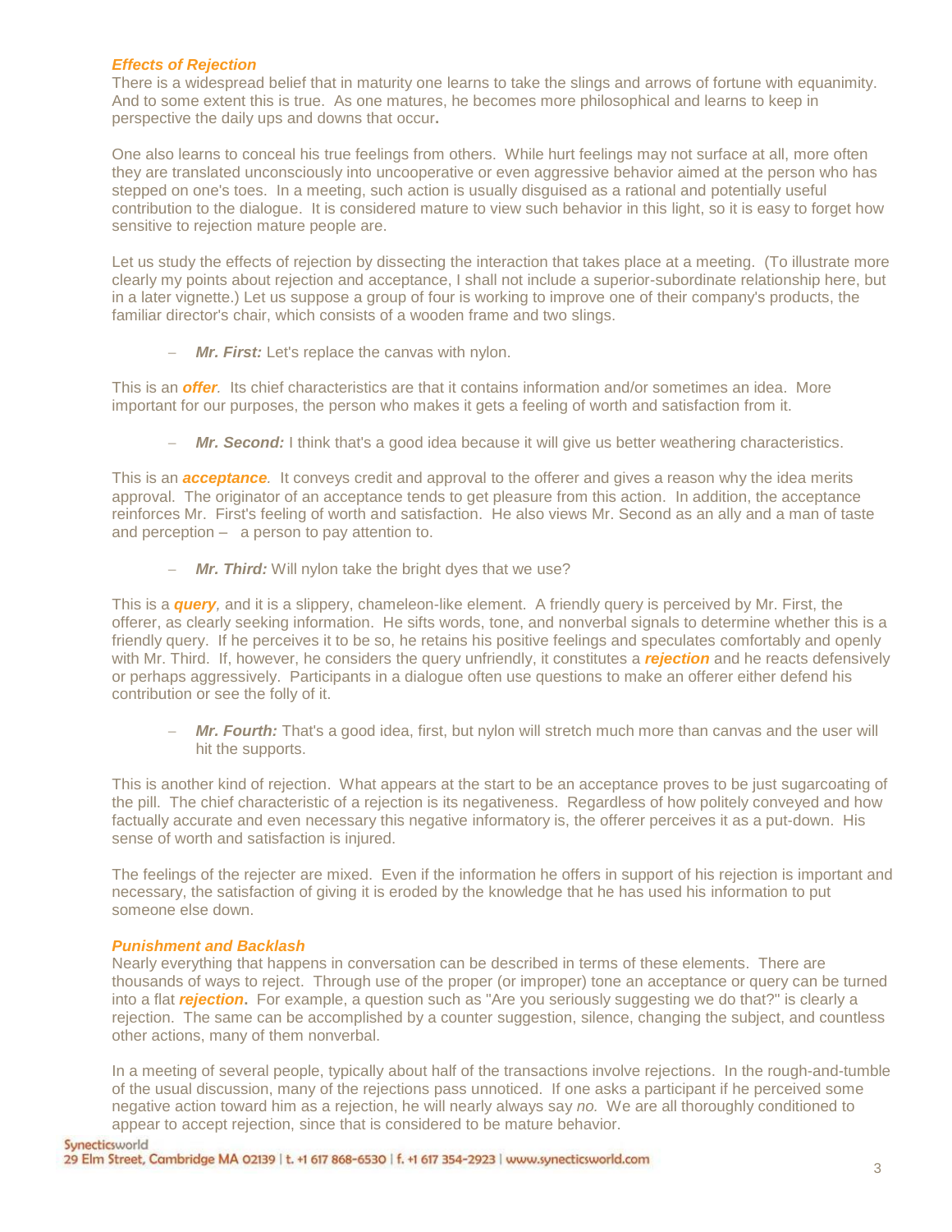### *Effects of Rejection*

There is a widespread belief that in maturity one learns to take the slings and arrows of fortune with equanimity. And to some extent this is true. As one matures, he becomes more philosophical and learns to keep in perspective the daily ups and downs that occur**.**

One also learns to conceal his true feelings from others. While hurt feelings may not surface at all, more often they are translated unconsciously into uncooperative or even aggressive behavior aimed at the person who has stepped on one's toes. In a meeting, such action is usually disguised as a rational and potentially useful contribution to the dialogue. It is considered mature to view such behavior in this light, so it is easy to forget how sensitive to rejection mature people are.

Let us study the effects of rejection by dissecting the interaction that takes place at a meeting. (To illustrate more clearly my points about rejection and acceptance, I shall not include a superior-subordinate relationship here, but in a later vignette.) Let us suppose a group of four is working to improve one of their company's products, the familiar director's chair, which consists of a wooden frame and two slings.

- ***Mr. First:*** Let's replace the canvas with nylon.

This is an ***offer***. Its chief characteristics are that it contains information and/or sometimes an idea. More important for our purposes, the person who makes it gets a feeling of worth and satisfaction from it.

- ***Mr. Second:*** I think that's a good idea because it will give us better weathering characteristics.

This is an ***acceptance***. It conveys credit and approval to the offerer and gives a reason why the idea merits approval. The originator of an acceptance tends to get pleasure from this action. In addition, the acceptance reinforces Mr. First's feeling of worth and satisfaction. He also views Mr. Second as an ally and a man of taste and perception – a person to pay attention to.

- ***Mr. Third:*** Will nylon take the bright dyes that we use?

This is a ***query***, and it is a slippery, chameleon-like element. A friendly query is perceived by Mr. First, the offerer, as clearly seeking information. He sifts words, tone, and nonverbal signals to determine whether this is a friendly query. If he perceives it to be so, he retains his positive feelings and speculates comfortably and openly with Mr. Third. If, however, he considers the query unfriendly, it constitutes a ***rejection*** and he reacts defensively or perhaps aggressively. Participants in a dialogue often use questions to make an offerer either defend his contribution or see the folly of it.

- ***Mr. Fourth:*** That's a good idea, first, but nylon will stretch much more than canvas and the user will hit the supports.

This is another kind of rejection. What appears at the start to be an acceptance proves to be just sugarcoating of the pill. The chief characteristic of a rejection is its negativeness. Regardless of how politely conveyed and how factually accurate and even necessary this negative informatory is, the offerer perceives it as a put-down. His sense of worth and satisfaction is injured.

The feelings of the rejecter are mixed. Even if the information he offers in support of his rejection is important and necessary, the satisfaction of giving it is eroded by the knowledge that he has used his information to put someone else down.

### *Punishment and Backlash*

Nearly everything that happens in conversation can be described in terms of these elements. There are thousands of ways to reject. Through use of the proper (or improper) tone an acceptance or query can be turned into a flat ***rejection*****.** For example, a question such as "Are you seriously suggesting we do that?" is clearly a rejection. The same can be accomplished by a counter suggestion, silence, changing the subject, and countless other actions, many of them nonverbal.

In a meeting of several people, typically about half of the transactions involve rejections. In the rough-and-tumble of the usual discussion, many of the rejections pass unnoticed. If one asks a participant if he perceived some negative action toward him as a rejection, he will nearly always say *no.* We are all thoroughly conditioned to appear to accept rejection, since that is considered to be mature behavior.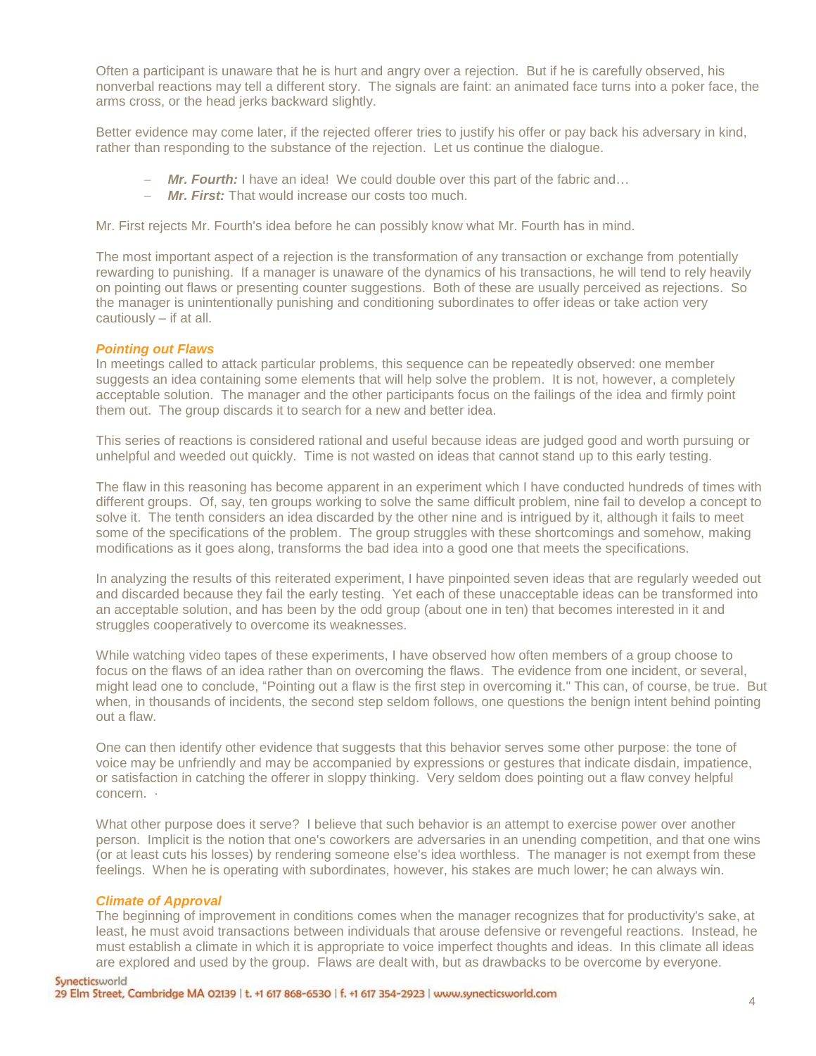Often a participant is unaware that he is hurt and angry over a rejection. But if he is carefully observed, his nonverbal reactions may tell a different story. The signals are faint: an animated face turns into a poker face, the arms cross, or the head jerks backward slightly.

Better evidence may come later, if the rejected offerer tries to justify his offer or pay back his adversary in kind, rather than responding to the substance of the rejection. Let us continue the dialogue.

- ***Mr. Fourth:*** I have an idea! We could double over this part of the fabric and…
- ***Mr. First:*** That would increase our costs too much.

Mr. First rejects Mr. Fourth's idea before he can possibly know what Mr. Fourth has in mind.

The most important aspect of a rejection is the transformation of any transaction or exchange from potentially rewarding to punishing. If a manager is unaware of the dynamics of his transactions, he will tend to rely heavily on pointing out flaws or presenting counter suggestions. Both of these are usually perceived as rejections. So the manager is unintentionally punishing and conditioning subordinates to offer ideas or take action very cautiously – if at all.

### *Pointing out Flaws*

In meetings called to attack particular problems, this sequence can be repeatedly observed: one member suggests an idea containing some elements that will help solve the problem. It is not, however, a completely acceptable solution. The manager and the other participants focus on the failings of the idea and firmly point them out. The group discards it to search for a new and better idea.

This series of reactions is considered rational and useful because ideas are judged good and worth pursuing or unhelpful and weeded out quickly. Time is not wasted on ideas that cannot stand up to this early testing.

The flaw in this reasoning has become apparent in an experiment which I have conducted hundreds of times with different groups. Of, say, ten groups working to solve the same difficult problem, nine fail to develop a concept to solve it. The tenth considers an idea discarded by the other nine and is intrigued by it, although it fails to meet some of the specifications of the problem. The group struggles with these shortcomings and somehow, making modifications as it goes along, transforms the bad idea into a good one that meets the specifications.

In analyzing the results of this reiterated experiment, I have pinpointed seven ideas that are regularly weeded out and discarded because they fail the early testing. Yet each of these unacceptable ideas can be transformed into an acceptable solution, and has been by the odd group (about one in ten) that becomes interested in it and struggles cooperatively to overcome its weaknesses.

While watching video tapes of these experiments, I have observed how often members of a group choose to focus on the flaws of an idea rather than on overcoming the flaws. The evidence from one incident, or several, might lead one to conclude, "Pointing out a flaw is the first step in overcoming it." This can, of course, be true. But when, in thousands of incidents, the second step seldom follows, one questions the benign intent behind pointing out a flaw.

One can then identify other evidence that suggests that this behavior serves some other purpose: the tone of voice may be unfriendly and may be accompanied by expressions or gestures that indicate disdain, impatience, or satisfaction in catching the offerer in sloppy thinking. Very seldom does pointing out a flaw convey helpful concern. ·

What other purpose does it serve? I believe that such behavior is an attempt to exercise power over another person. Implicit is the notion that one's coworkers are adversaries in an unending competition, and that one wins (or at least cuts his losses) by rendering someone else's idea worthless. The manager is not exempt from these feelings. When he is operating with subordinates, however, his stakes are much lower; he can always win.

### *Climate of Approval*

The beginning of improvement in conditions comes when the manager recognizes that for productivity's sake, at least, he must avoid transactions between individuals that arouse defensive or revengeful reactions. Instead, he must establish a climate in which it is appropriate to voice imperfect thoughts and ideas. In this climate all ideas are explored and used by the group. Flaws are dealt with, but as drawbacks to be overcome by everyone.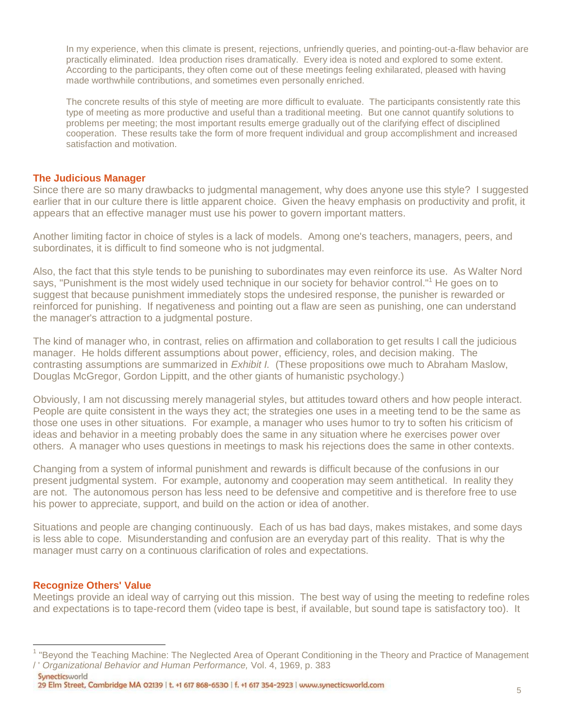In my experience, when this climate is present, rejections, unfriendly queries, and pointing-out-a-flaw behavior are practically eliminated. Idea production rises dramatically. Every idea is noted and explored to some extent. According to the participants, they often come out of these meetings feeling exhilarated, pleased with having made worthwhile contributions, and sometimes even personally enriched.

The concrete results of this style of meeting are more difficult to evaluate. The participants consistently rate this type of meeting as more productive and useful than a traditional meeting. But one cannot quantify solutions to problems per meeting; the most important results emerge gradually out of the clarifying effect of disciplined cooperation. These results take the form of more frequent individual and group accomplishment and increased satisfaction and motivation.

## The Judicious Manager

Since there are so many drawbacks to judgmental management, why does anyone use this style? I suggested earlier that in our culture there is little apparent choice. Given the heavy emphasis on productivity and profit, it appears that an effective manager must use his power to govern important matters.

Another limiting factor in choice of styles is a lack of models. Among one's teachers, managers, peers, and subordinates, it is difficult to find someone who is not judgmental.

Also, the fact that this style tends to be punishing to subordinates may even reinforce its use. As Walter Nord says, "Punishment is the most widely used technique in our society for behavior control."[1] He goes on to suggest that because punishment immediately stops the undesired response, the punisher is rewarded or reinforced for punishing. If negativeness and pointing out a flaw are seen as punishing, one can understand the manager's attraction to a judgmental posture.

The kind of manager who, in contrast, relies on affirmation and collaboration to get results I call the judicious manager. He holds different assumptions about power, efficiency, roles, and decision making. The contrasting assumptions are summarized in *Exhibit I.* (These propositions owe much to Abraham Maslow, Douglas McGregor, Gordon Lippitt, and the other giants of humanistic psychology.)

Obviously, I am not discussing merely managerial styles, but attitudes toward others and how people interact. People are quite consistent in the ways they act; the strategies one uses in a meeting tend to be the same as those one uses in other situations. For example, a manager who uses humor to try to soften his criticism of ideas and behavior in a meeting probably does the same in any situation where he exercises power over others. A manager who uses questions in meetings to mask his rejections does the same in other contexts.

Changing from a system of informal punishment and rewards is difficult because of the confusions in our present judgmental system. For example, autonomy and cooperation may seem antithetical. In reality they are not. The autonomous person has less need to be defensive and competitive and is therefore free to use his power to appreciate, support, and build on the action or idea of another.

Situations and people are changing continuously. Each of us has bad days, makes mistakes, and some days is less able to cope. Misunderstanding and confusion are an everyday part of this reality. That is why the manager must carry on a continuous clarification of roles and expectations.

## Recognize Others' Value

Meetings provide an ideal way of carrying out this mission. The best way of using the meeting to redefine roles and expectations is to tape-record them (video tape is best, if available, but sound tape is satisfactory too). It

---

[1] "Beyond the Teaching Machine: The Neglected Area of Operant Conditioning in the Theory and Practice of Management / ' *Organizational Behavior and Human Performance,* Vol. 4, 1969, p. 383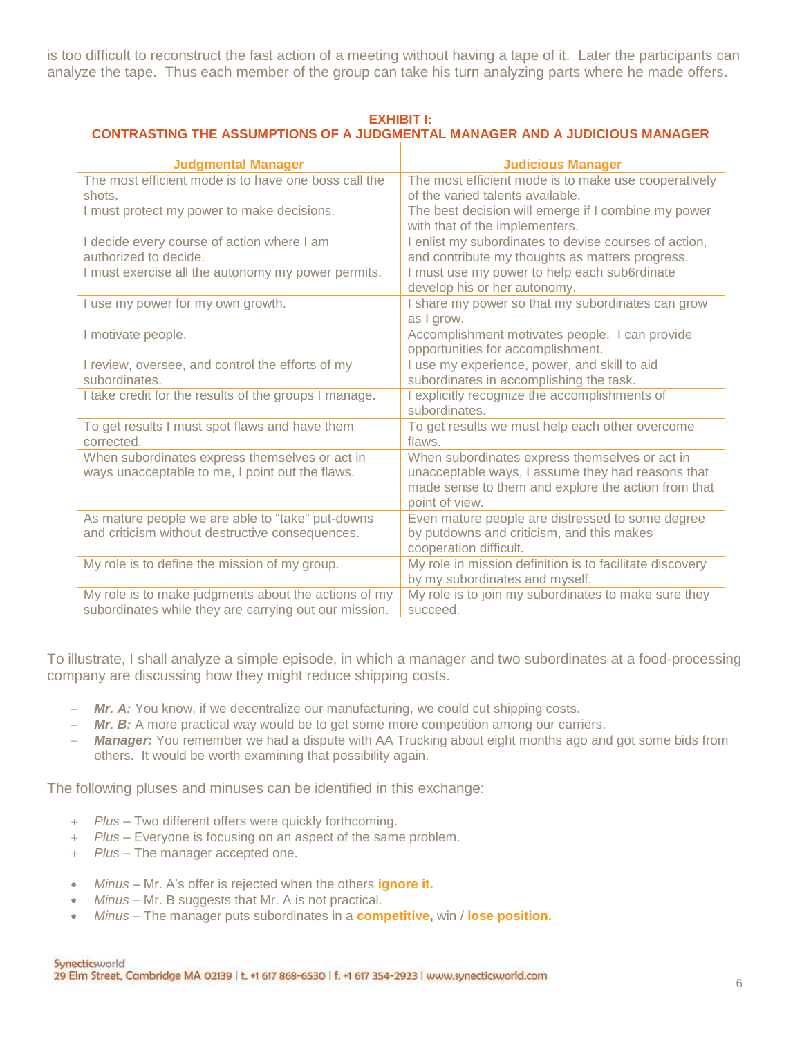is too difficult to reconstruct the fast action of a meeting without having a tape of it. Later the participants can analyze the tape. Thus each member of the group can take his turn analyzing parts where he made offers.

**EXHIBIT I:**
**CONTRASTING THE ASSUMPTIONS OF A JUDGMENTAL MANAGER AND A JUDICIOUS MANAGER**

| Judgmental Manager | Judicious Manager |
|---|---|
| The most efficient mode is to have one boss call the shots. | The most efficient mode is to make use cooperatively of the varied talents available. |
| I must protect my power to make decisions. | The best decision will emerge if I combine my power with that of the implementers. |
| I decide every course of action where I am authorized to decide. | I enlist my subordinates to devise courses of action, and contribute my thoughts as matters progress. |
| I must exercise all the autonomy my power permits. | I must use my power to help each sub6rdinate develop his or her autonomy. |
| I use my power for my own growth. | I share my power so that my subordinates can grow as I grow. |
| I motivate people. | Accomplishment motivates people. I can provide opportunities for accomplishment. |
| I review, oversee, and control the efforts of my subordinates. | I use my experience, power, and skill to aid subordinates in accomplishing the task. |
| I take credit for the results of the groups I manage. | I explicitly recognize the accomplishments of subordinates. |
| To get results I must spot flaws and have them corrected. | To get results we must help each other overcome flaws. |
| When subordinates express themselves or act in ways unacceptable to me, I point out the flaws. | When subordinates express themselves or act in unacceptable ways, I assume they had reasons that made sense to them and explore the action from that point of view. |
| As mature people we are able to "take" put-downs and criticism without destructive consequences. | Even mature people are distressed to some degree by putdowns and criticism, and this makes cooperation difficult. |
| My role is to define the mission of my group. | My role in mission definition is to facilitate discovery by my subordinates and myself. |
| My role is to make judgments about the actions of my subordinates while they are carrying out our mission. | My role is to join my subordinates to make sure they succeed. |

To illustrate, I shall analyze a simple episode, in which a manager and two subordinates at a food-processing company are discussing how they might reduce shipping costs.

- ***Mr. A:*** You know, if we decentralize our manufacturing, we could cut shipping costs.
- ***Mr. B:*** A more practical way would be to get some more competition among our carriers.
- ***Manager:*** You remember we had a dispute with AA Trucking about eight months ago and got some bids from others. It would be worth examining that possibility again.

The following pluses and minuses can be identified in this exchange:

+ *Plus* – Two different offers were quickly forthcoming.
+ *Plus* – Everyone is focusing on an aspect of the same problem.
+ *Plus* – The manager accepted one.

- *Minus* – Mr. A's offer is rejected when the others **ignore it.**
- *Minus* – Mr. B suggests that Mr. A is not practical.
- *Minus* – The manager puts subordinates in a **competitive,** win / **lose position.**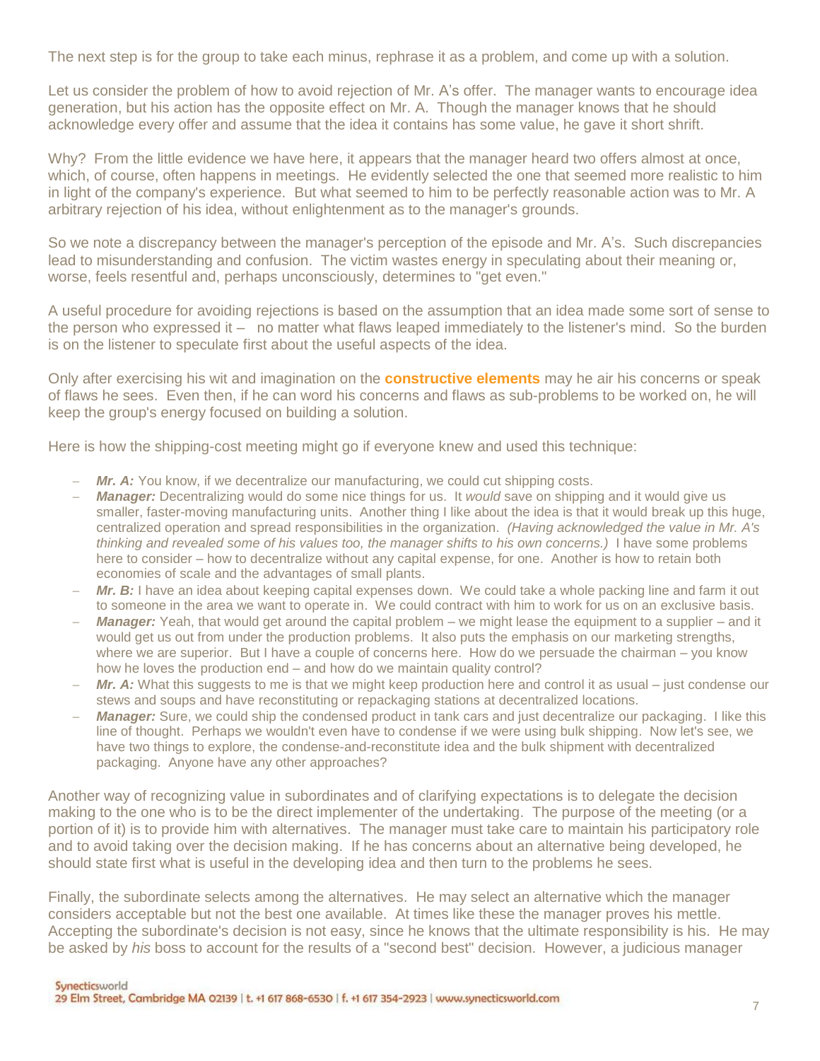The next step is for the group to take each minus, rephrase it as a problem, and come up with a solution.

Let us consider the problem of how to avoid rejection of Mr. A's offer. The manager wants to encourage idea generation, but his action has the opposite effect on Mr. A. Though the manager knows that he should acknowledge every offer and assume that the idea it contains has some value, he gave it short shrift.

Why? From the little evidence we have here, it appears that the manager heard two offers almost at once, which, of course, often happens in meetings. He evidently selected the one that seemed more realistic to him in light of the company's experience. But what seemed to him to be perfectly reasonable action was to Mr. A arbitrary rejection of his idea, without enlightenment as to the manager's grounds.

So we note a discrepancy between the manager's perception of the episode and Mr. A's. Such discrepancies lead to misunderstanding and confusion. The victim wastes energy in speculating about their meaning or, worse, feels resentful and, perhaps unconsciously, determines to "get even."

A useful procedure for avoiding rejections is based on the assumption that an idea made some sort of sense to the person who expressed it – no matter what flaws leaped immediately to the listener's mind. So the burden is on the listener to speculate first about the useful aspects of the idea.

Only after exercising his wit and imagination on the **constructive elements** may he air his concerns or speak of flaws he sees. Even then, if he can word his concerns and flaws as sub-problems to be worked on, he will keep the group's energy focused on building a solution.

Here is how the shipping-cost meeting might go if everyone knew and used this technique:

- ***Mr. A:*** You know, if we decentralize our manufacturing, we could cut shipping costs.
- ***Manager:*** Decentralizing would do some nice things for us. It *would* save on shipping and it would give us smaller, faster-moving manufacturing units. Another thing I like about the idea is that it would break up this huge, centralized operation and spread responsibilities in the organization. *(Having acknowledged the value in Mr. A's thinking and revealed some of his values too, the manager shifts to his own concerns.)* I have some problems here to consider – how to decentralize without any capital expense, for one. Another is how to retain both economies of scale and the advantages of small plants.
- ***Mr. B:*** I have an idea about keeping capital expenses down. We could take a whole packing line and farm it out to someone in the area we want to operate in. We could contract with him to work for us on an exclusive basis.
- ***Manager:*** Yeah, that would get around the capital problem – we might lease the equipment to a supplier – and it would get us out from under the production problems. It also puts the emphasis on our marketing strengths, where we are superior. But I have a couple of concerns here. How do we persuade the chairman – you know how he loves the production end – and how do we maintain quality control?
- ***Mr. A:*** What this suggests to me is that we might keep production here and control it as usual – just condense our stews and soups and have reconstituting or repackaging stations at decentralized locations.
- ***Manager:*** Sure, we could ship the condensed product in tank cars and just decentralize our packaging. I like this line of thought. Perhaps we wouldn't even have to condense if we were using bulk shipping. Now let's see, we have two things to explore, the condense-and-reconstitute idea and the bulk shipment with decentralized packaging. Anyone have any other approaches?

Another way of recognizing value in subordinates and of clarifying expectations is to delegate the decision making to the one who is to be the direct implementer of the undertaking. The purpose of the meeting (or a portion of it) is to provide him with alternatives. The manager must take care to maintain his participatory role and to avoid taking over the decision making. If he has concerns about an alternative being developed, he should state first what is useful in the developing idea and then turn to the problems he sees.

Finally, the subordinate selects among the alternatives. He may select an alternative which the manager considers acceptable but not the best one available. At times like these the manager proves his mettle. Accepting the subordinate's decision is not easy, since he knows that the ultimate responsibility is his. He may be asked by *his* boss to account for the results of a "second best" decision. However, a judicious manager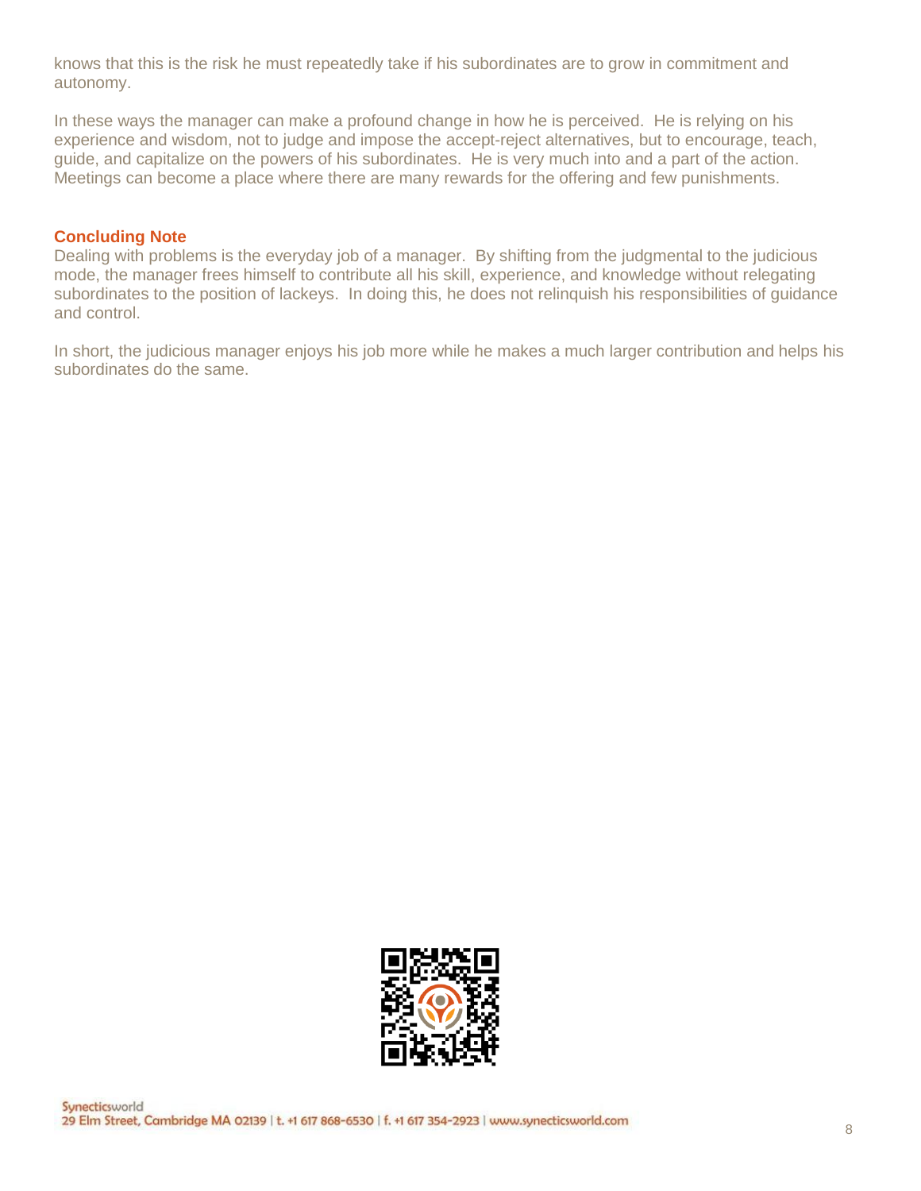knows that this is the risk he must repeatedly take if his subordinates are to grow in commitment and autonomy.

In these ways the manager can make a profound change in how he is perceived. He is relying on his experience and wisdom, not to judge and impose the accept-reject alternatives, but to encourage, teach, guide, and capitalize on the powers of his subordinates. He is very much into and a part of the action. Meetings can become a place where there are many rewards for the offering and few punishments.

## Concluding Note

Dealing with problems is the everyday job of a manager. By shifting from the judgmental to the judicious mode, the manager frees himself to contribute all his skill, experience, and knowledge without relegating subordinates to the position of lackeys. In doing this, he does not relinquish his responsibilities of guidance and control.

In short, the judicious manager enjoys his job more while he makes a much larger contribution and helps his subordinates do the same.